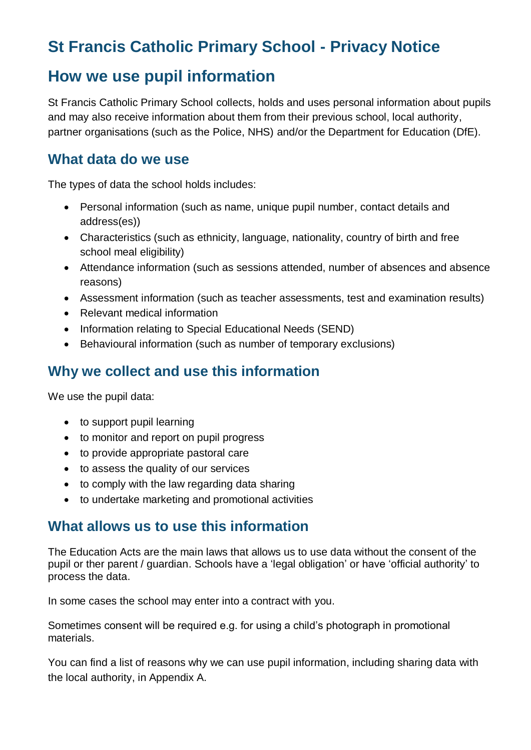# St Francis Catholic Primary School - Privacy Notice

# How we use pupil information

St Francis Catholic Primary School collects, holds and uses personal information about pupils and may also receive information about them from their previous school, local authority, partner organisations (such as the Police, NHS) and/or the Department for Education (DfE).

## What data do we use

The types of data the school holds includes:

- Personal information (such as name, unique pupil number, contact details and address(es))
- Characteristics (such as ethnicity, language, nationality, country of birth and free school meal eligibility)
- Attendance information (such as sessions attended, number of absences and absence reasons)
- Assessment information (such as teacher assessments, test and examination results)
- Relevant medical information
- Information relating to Special Educational Needs (SEND)
- Behavioural information (such as number of temporary exclusions)

## Why we collect and use this information

We use the pupil data:

- to support pupil learning
- to monitor and report on pupil progress
- to provide appropriate pastoral care
- to assess the quality of our services
- to comply with the law regarding data sharing
- to undertake marketing and promotional activities

## What allows us to use this information

The Education Acts are the main laws that allows us to use data without the consent of the pupil or ther parent / guardian. Schools have a 'legal obligation' or have 'official authority' to process the data.

In some cases the school may enter into a contract with you.

Sometimes consent will be required e.g. for using a child's photograph in promotional materials.

You can find a list of reasons why we can use pupil information, including sharing data with the local authority, in Appendix A.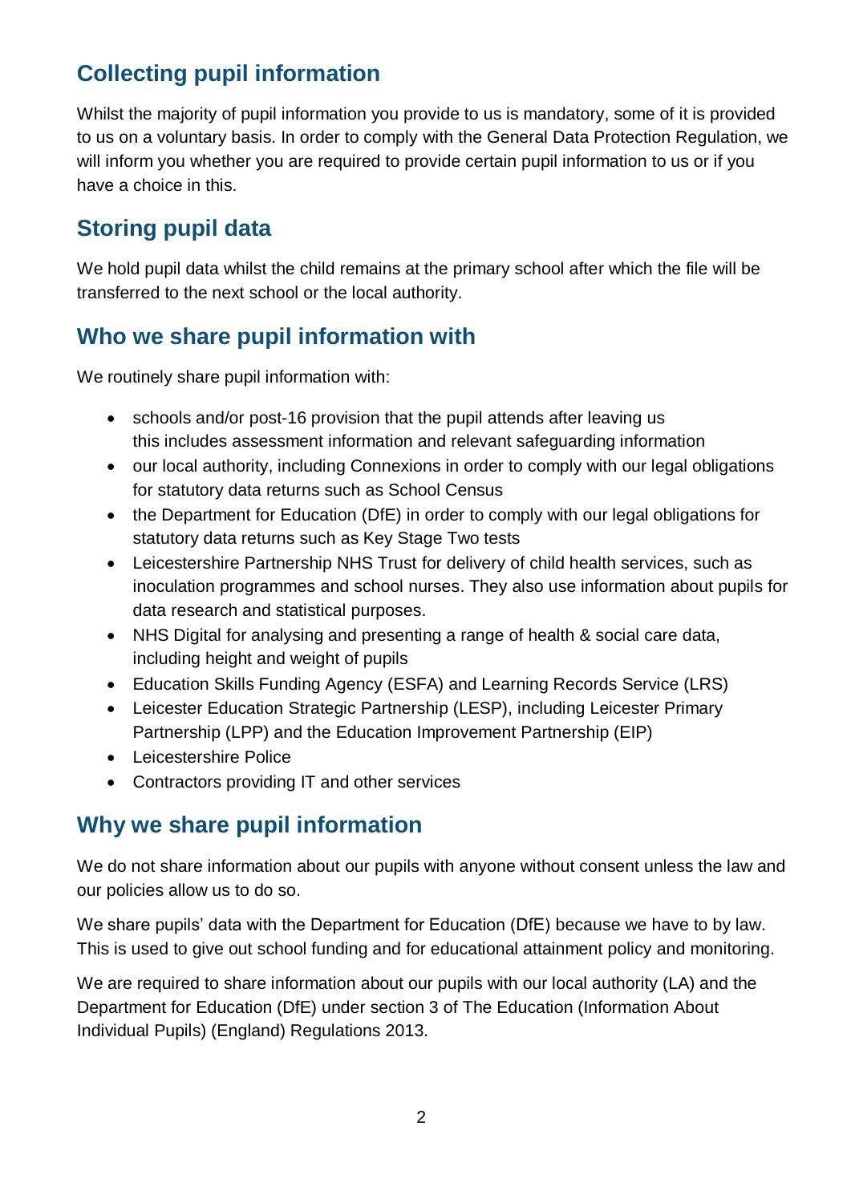## Collecting pupil information

Whilst the majority of pupil information you provide to us is mandatory, some of it is provided to us on a voluntary basis. In order to comply with the General Data Protection Regulation, we will inform you whether you are required to provide certain pupil information to us or if you have a choice in this.

## Storing pupil data

We hold pupil data whilst the child remains at the primary school after which the file will be transferred to the next school or the local authority.

## Who we share pupil information with

We routinely share pupil information with:

- schools and/or post-16 provision that the pupil attends after leaving us this includes assessment information and relevant safeguarding information
- our local authority, including Connexions in order to comply with our legal obligations for statutory data returns such as School Census
- the Department for Education (DfE) in order to comply with our legal obligations for statutory data returns such as Key Stage Two tests
- Leicestershire Partnership NHS Trust for delivery of child health services, such as inoculation programmes and school nurses. They also use information about pupils for data research and statistical purposes.
- NHS Digital for analysing and presenting a range of health & social care data, including height and weight of pupils
- Education Skills Funding Agency (ESFA) and Learning Records Service (LRS)
- Leicester Education Strategic Partnership (LESP), including Leicester Primary Partnership (LPP) and the Education Improvement Partnership (EIP)
- Leicestershire Police
- Contractors providing IT and other services

## Why we share pupil information

We do not share information about our pupils with anyone without consent unless the law and our policies allow us to do so.

We share pupils' data with the Department for Education (DfE) because we have to by law. This is used to give out school funding and for educational attainment policy and monitoring.

We are required to share information about our pupils with our local authority (LA) and the Department for Education (DfE) under section 3 of The Education (Information About Individual Pupils) (England) Regulations 2013.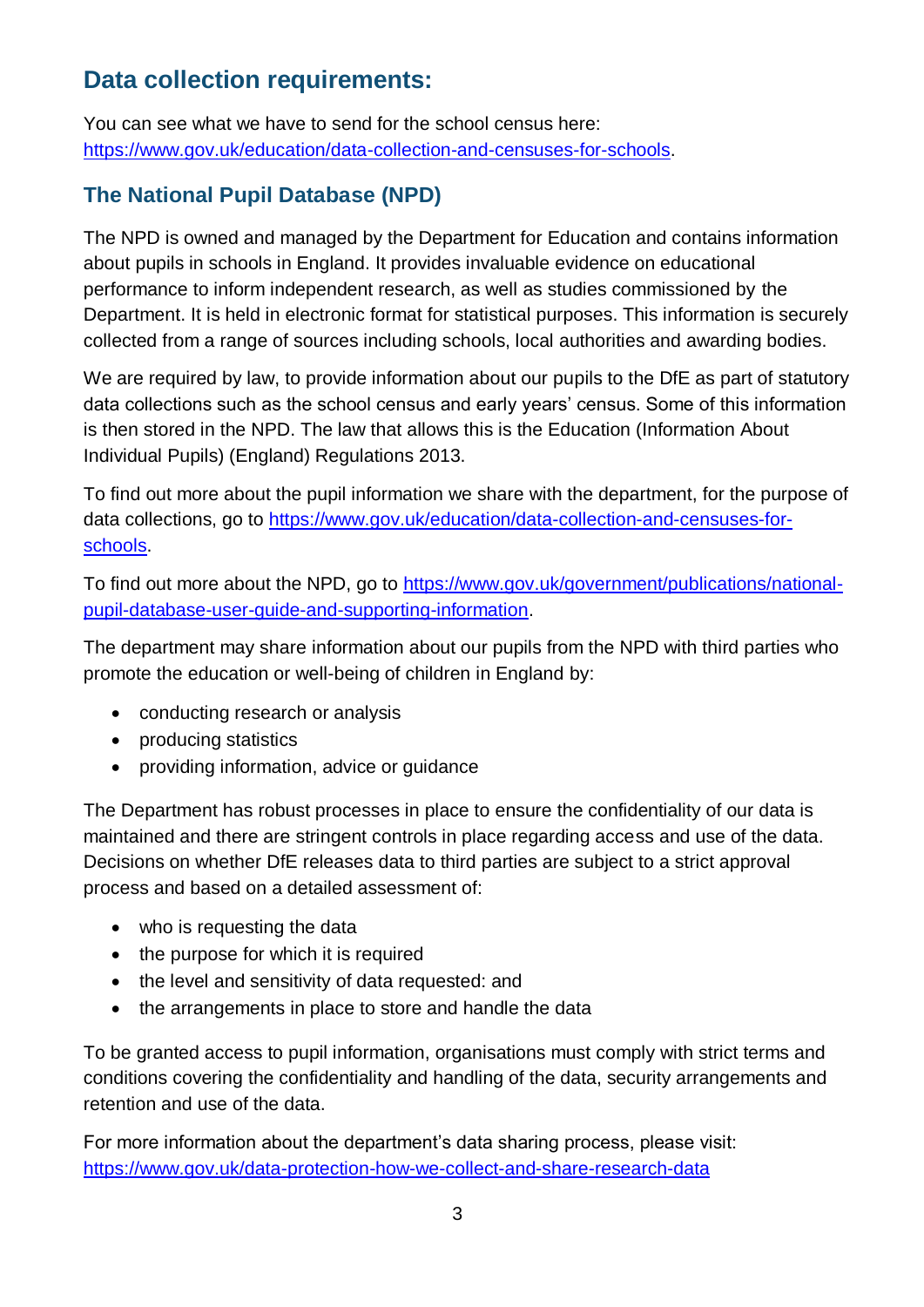## Data collection requirements:

You can see what we have to send for the school census here: https://www.gov.uk/education/data-collection-and-censuses-for-schools.

### The National Pupil Database (NPD)

The NPD is owned and managed by the Department for Education and contains information about pupils in schools in England. It provides invaluable evidence on educational performance to inform independent research, as well as studies commissioned by the Department. It is held in electronic format for statistical purposes. This information is securely collected from a range of sources including schools, local authorities and awarding bodies.

We are required by law, to provide information about our pupils to the DfE as part of statutory data collections such as the school census and early years' census. Some of this information is then stored in the NPD. The law that allows this is the Education (Information About Individual Pupils) (England) Regulations 2013.

To find out more about the pupil information we share with the department, for the purpose of data collections, go to https://www.gov.uk/education/data-collection-and-censuses-for-schools.

To find out more about the NPD, go to https://www.gov.uk/government/publications/national-pupil-database-user-guide-and-supporting-information.

The department may share information about our pupils from the NPD with third parties who promote the education or well-being of children in England by:

- conducting research or analysis
- producing statistics
- providing information, advice or guidance

The Department has robust processes in place to ensure the confidentiality of our data is maintained and there are stringent controls in place regarding access and use of the data. Decisions on whether DfE releases data to third parties are subject to a strict approval process and based on a detailed assessment of:

- who is requesting the data
- the purpose for which it is required
- the level and sensitivity of data requested: and
- the arrangements in place to store and handle the data

To be granted access to pupil information, organisations must comply with strict terms and conditions covering the confidentiality and handling of the data, security arrangements and retention and use of the data.

For more information about the department's data sharing process, please visit: https://www.gov.uk/data-protection-how-we-collect-and-share-research-data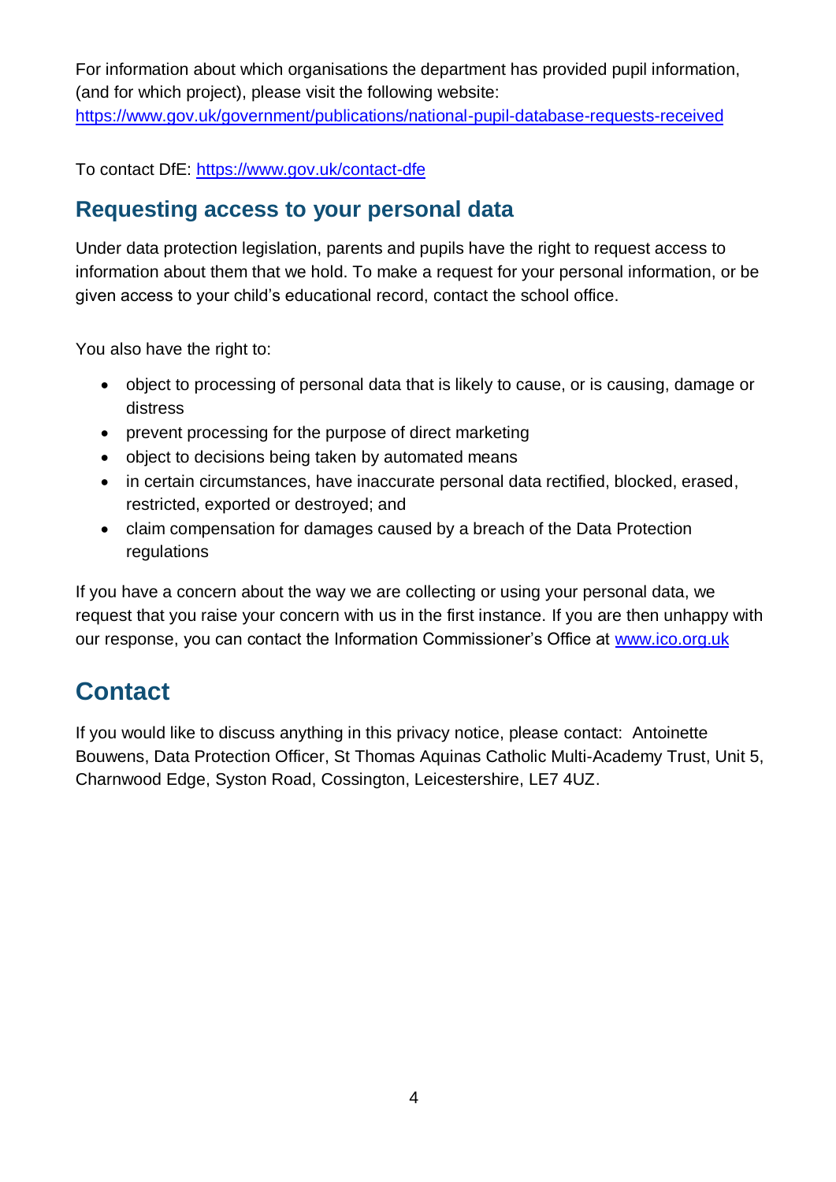For information about which organisations the department has provided pupil information, (and for which project), please visit the following website: [https://www.gov.uk/government/publications/national-pupil-database-requests-received](https://www.gov.uk/government/publications/national-pupil-database-requests-received)

To contact DfE: [https://www.gov.uk/contact-dfe](https://www.gov.uk/contact-dfe)

## Requesting access to your personal data

Under data protection legislation, parents and pupils have the right to request access to information about them that we hold. To make a request for your personal information, or be given access to your child's educational record, contact the school office.

You also have the right to:

- object to processing of personal data that is likely to cause, or is causing, damage or distress
- prevent processing for the purpose of direct marketing
- object to decisions being taken by automated means
- in certain circumstances, have inaccurate personal data rectified, blocked, erased, restricted, exported or destroyed; and
- claim compensation for damages caused by a breach of the Data Protection regulations

If you have a concern about the way we are collecting or using your personal data, we request that you raise your concern with us in the first instance. If you are then unhappy with our response, you can contact the Information Commissioner's Office at [www.ico.org.uk](http://www.ico.org.uk)

# Contact

If you would like to discuss anything in this privacy notice, please contact: Antoinette Bouwens, Data Protection Officer, St Thomas Aquinas Catholic Multi-Academy Trust, Unit 5, Charnwood Edge, Syston Road, Cossington, Leicestershire, LE7 4UZ.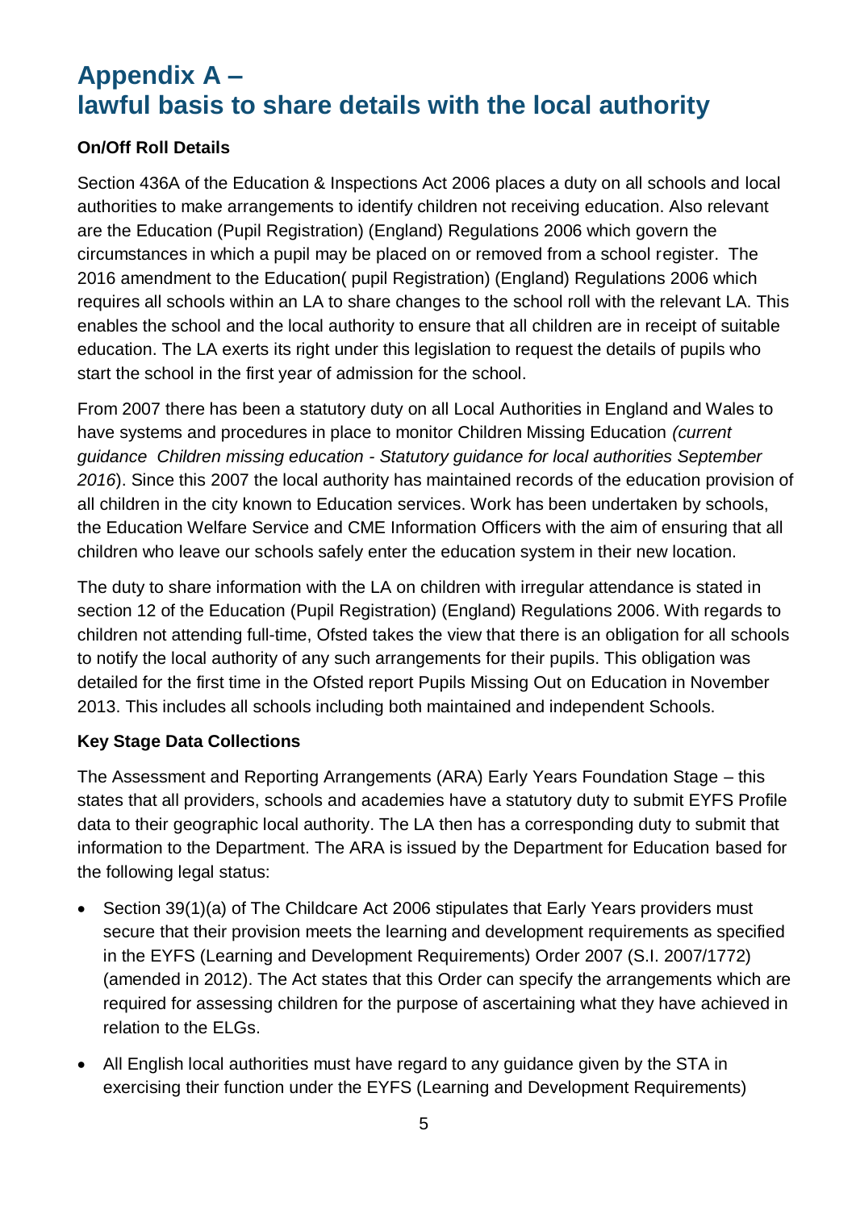# Appendix A – lawful basis to share details with the local authority

**On/Off Roll Details**

Section 436A of the Education & Inspections Act 2006 places a duty on all schools and local authorities to make arrangements to identify children not receiving education. Also relevant are the Education (Pupil Registration) (England) Regulations 2006 which govern the circumstances in which a pupil may be placed on or removed from a school register. The 2016 amendment to the Education( pupil Registration) (England) Regulations 2006 which requires all schools within an LA to share changes to the school roll with the relevant LA. This enables the school and the local authority to ensure that all children are in receipt of suitable education. The LA exerts its right under this legislation to request the details of pupils who start the school in the first year of admission for the school.

From 2007 there has been a statutory duty on all Local Authorities in England and Wales to have systems and procedures in place to monitor Children Missing Education *(current guidance Children missing education - Statutory guidance for local authorities September 2016*). Since this 2007 the local authority has maintained records of the education provision of all children in the city known to Education services. Work has been undertaken by schools, the Education Welfare Service and CME Information Officers with the aim of ensuring that all children who leave our schools safely enter the education system in their new location.

The duty to share information with the LA on children with irregular attendance is stated in section 12 of the Education (Pupil Registration) (England) Regulations 2006. With regards to children not attending full-time, Ofsted takes the view that there is an obligation for all schools to notify the local authority of any such arrangements for their pupils. This obligation was detailed for the first time in the Ofsted report Pupils Missing Out on Education in November 2013. This includes all schools including both maintained and independent Schools.

**Key Stage Data Collections**

The Assessment and Reporting Arrangements (ARA) Early Years Foundation Stage – this states that all providers, schools and academies have a statutory duty to submit EYFS Profile data to their geographic local authority. The LA then has a corresponding duty to submit that information to the Department. The ARA is issued by the Department for Education based for the following legal status:

- Section 39(1)(a) of The Childcare Act 2006 stipulates that Early Years providers must secure that their provision meets the learning and development requirements as specified in the EYFS (Learning and Development Requirements) Order 2007 (S.I. 2007/1772) (amended in 2012). The Act states that this Order can specify the arrangements which are required for assessing children for the purpose of ascertaining what they have achieved in relation to the ELGs.
- All English local authorities must have regard to any guidance given by the STA in exercising their function under the EYFS (Learning and Development Requirements)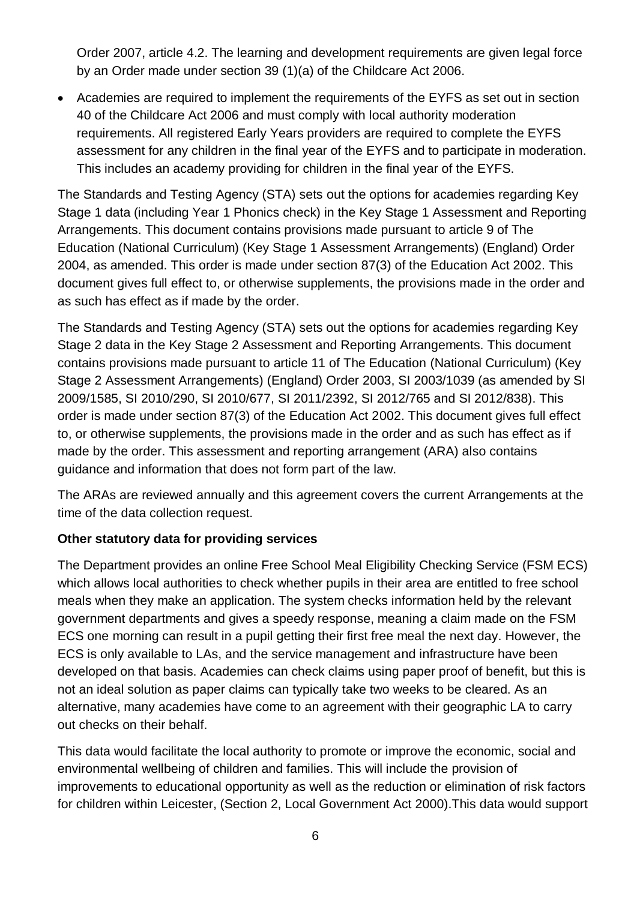Order 2007, article 4.2. The learning and development requirements are given legal force by an Order made under section 39 (1)(a) of the Childcare Act 2006.

- Academies are required to implement the requirements of the EYFS as set out in section 40 of the Childcare Act 2006 and must comply with local authority moderation requirements. All registered Early Years providers are required to complete the EYFS assessment for any children in the final year of the EYFS and to participate in moderation. This includes an academy providing for children in the final year of the EYFS.

The Standards and Testing Agency (STA) sets out the options for academies regarding Key Stage 1 data (including Year 1 Phonics check) in the Key Stage 1 Assessment and Reporting Arrangements. This document contains provisions made pursuant to article 9 of The Education (National Curriculum) (Key Stage 1 Assessment Arrangements) (England) Order 2004, as amended. This order is made under section 87(3) of the Education Act 2002. This document gives full effect to, or otherwise supplements, the provisions made in the order and as such has effect as if made by the order.

The Standards and Testing Agency (STA) sets out the options for academies regarding Key Stage 2 data in the Key Stage 2 Assessment and Reporting Arrangements. This document contains provisions made pursuant to article 11 of The Education (National Curriculum) (Key Stage 2 Assessment Arrangements) (England) Order 2003, SI 2003/1039 (as amended by SI 2009/1585, SI 2010/290, SI 2010/677, SI 2011/2392, SI 2012/765 and SI 2012/838). This order is made under section 87(3) of the Education Act 2002. This document gives full effect to, or otherwise supplements, the provisions made in the order and as such has effect as if made by the order. This assessment and reporting arrangement (ARA) also contains guidance and information that does not form part of the law.

The ARAs are reviewed annually and this agreement covers the current Arrangements at the time of the data collection request.

**Other statutory data for providing services**

The Department provides an online Free School Meal Eligibility Checking Service (FSM ECS) which allows local authorities to check whether pupils in their area are entitled to free school meals when they make an application. The system checks information held by the relevant government departments and gives a speedy response, meaning a claim made on the FSM ECS one morning can result in a pupil getting their first free meal the next day. However, the ECS is only available to LAs, and the service management and infrastructure have been developed on that basis. Academies can check claims using paper proof of benefit, but this is not an ideal solution as paper claims can typically take two weeks to be cleared. As an alternative, many academies have come to an agreement with their geographic LA to carry out checks on their behalf.

This data would facilitate the local authority to promote or improve the economic, social and environmental wellbeing of children and families. This will include the provision of improvements to educational opportunity as well as the reduction or elimination of risk factors for children within Leicester, (Section 2, Local Government Act 2000).This data would support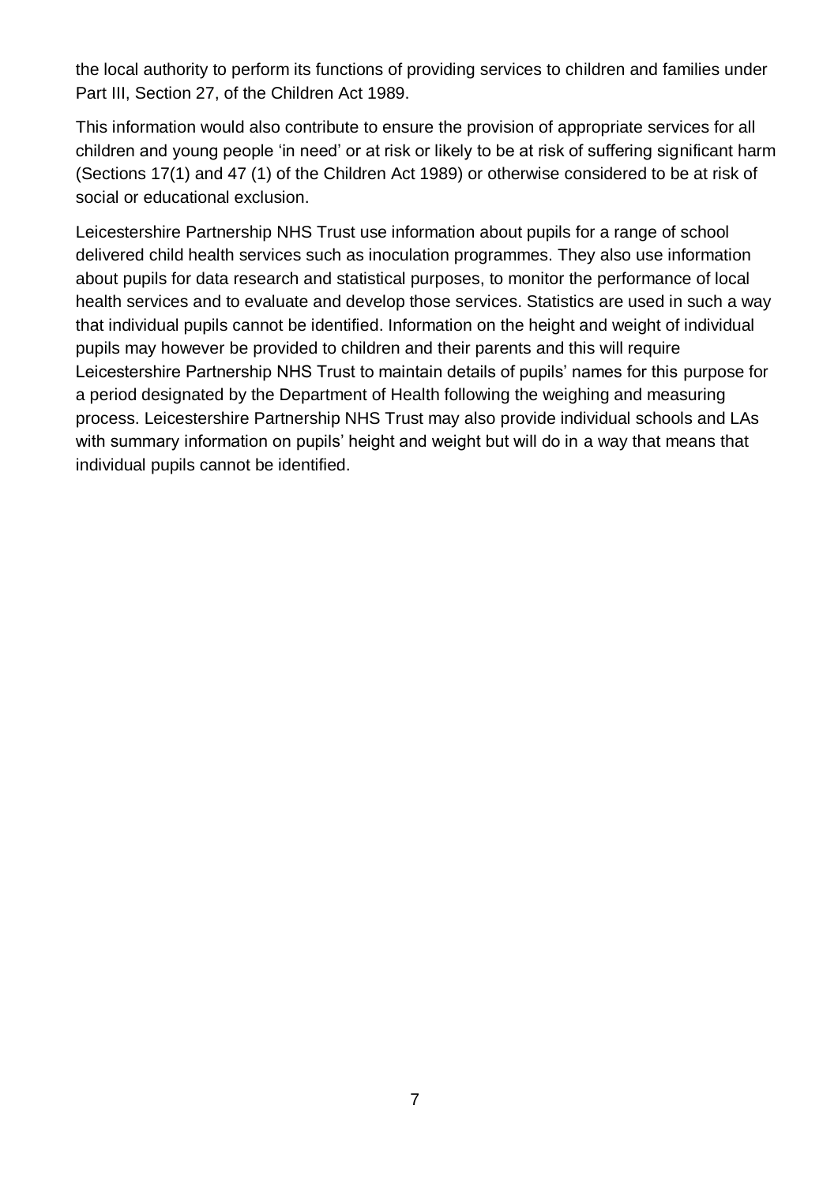the local authority to perform its functions of providing services to children and families under Part III, Section 27, of the Children Act 1989.

This information would also contribute to ensure the provision of appropriate services for all children and young people 'in need' or at risk or likely to be at risk of suffering significant harm (Sections 17(1) and 47 (1) of the Children Act 1989) or otherwise considered to be at risk of social or educational exclusion.

Leicestershire Partnership NHS Trust use information about pupils for a range of school delivered child health services such as inoculation programmes. They also use information about pupils for data research and statistical purposes, to monitor the performance of local health services and to evaluate and develop those services. Statistics are used in such a way that individual pupils cannot be identified. Information on the height and weight of individual pupils may however be provided to children and their parents and this will require Leicestershire Partnership NHS Trust to maintain details of pupils' names for this purpose for a period designated by the Department of Health following the weighing and measuring process. Leicestershire Partnership NHS Trust may also provide individual schools and LAs with summary information on pupils' height and weight but will do in a way that means that individual pupils cannot be identified.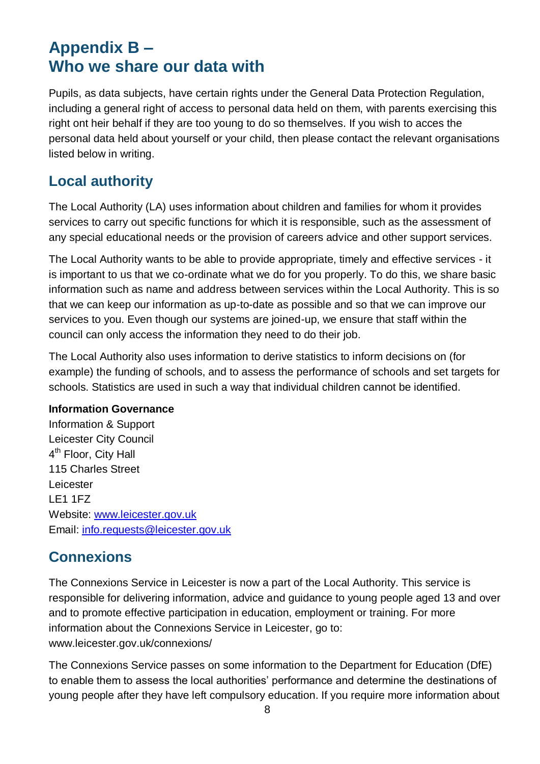# Appendix B – Who we share our data with

Pupils, as data subjects, have certain rights under the General Data Protection Regulation, including a general right of access to personal data held on them, with parents exercising this right ont heir behalf if they are too young to do so themselves. If you wish to acces the personal data held about yourself or your child, then please contact the relevant organisations listed below in writing.

## Local authority

The Local Authority (LA) uses information about children and families for whom it provides services to carry out specific functions for which it is responsible, such as the assessment of any special educational needs or the provision of careers advice and other support services.

The Local Authority wants to be able to provide appropriate, timely and effective services - it is important to us that we co-ordinate what we do for you properly. To do this, we share basic information such as name and address between services within the Local Authority. This is so that we can keep our information as up-to-date as possible and so that we can improve our services to you. Even though our systems are joined-up, we ensure that staff within the council can only access the information they need to do their job.

The Local Authority also uses information to derive statistics to inform decisions on (for example) the funding of schools, and to assess the performance of schools and set targets for schools. Statistics are used in such a way that individual children cannot be identified.

**Information Governance**
Information & Support
Leicester City Council
4th Floor, City Hall
115 Charles Street
Leicester
LE1 1FZ
Website: www.leicester.gov.uk
Email: info.requests@leicester.gov.uk

## Connexions

The Connexions Service in Leicester is now a part of the Local Authority. This service is responsible for delivering information, advice and guidance to young people aged 13 and over and to promote effective participation in education, employment or training. For more information about the Connexions Service in Leicester, go to: www.leicester.gov.uk/connexions/

The Connexions Service passes on some information to the Department for Education (DfE) to enable them to assess the local authorities' performance and determine the destinations of young people after they have left compulsory education. If you require more information about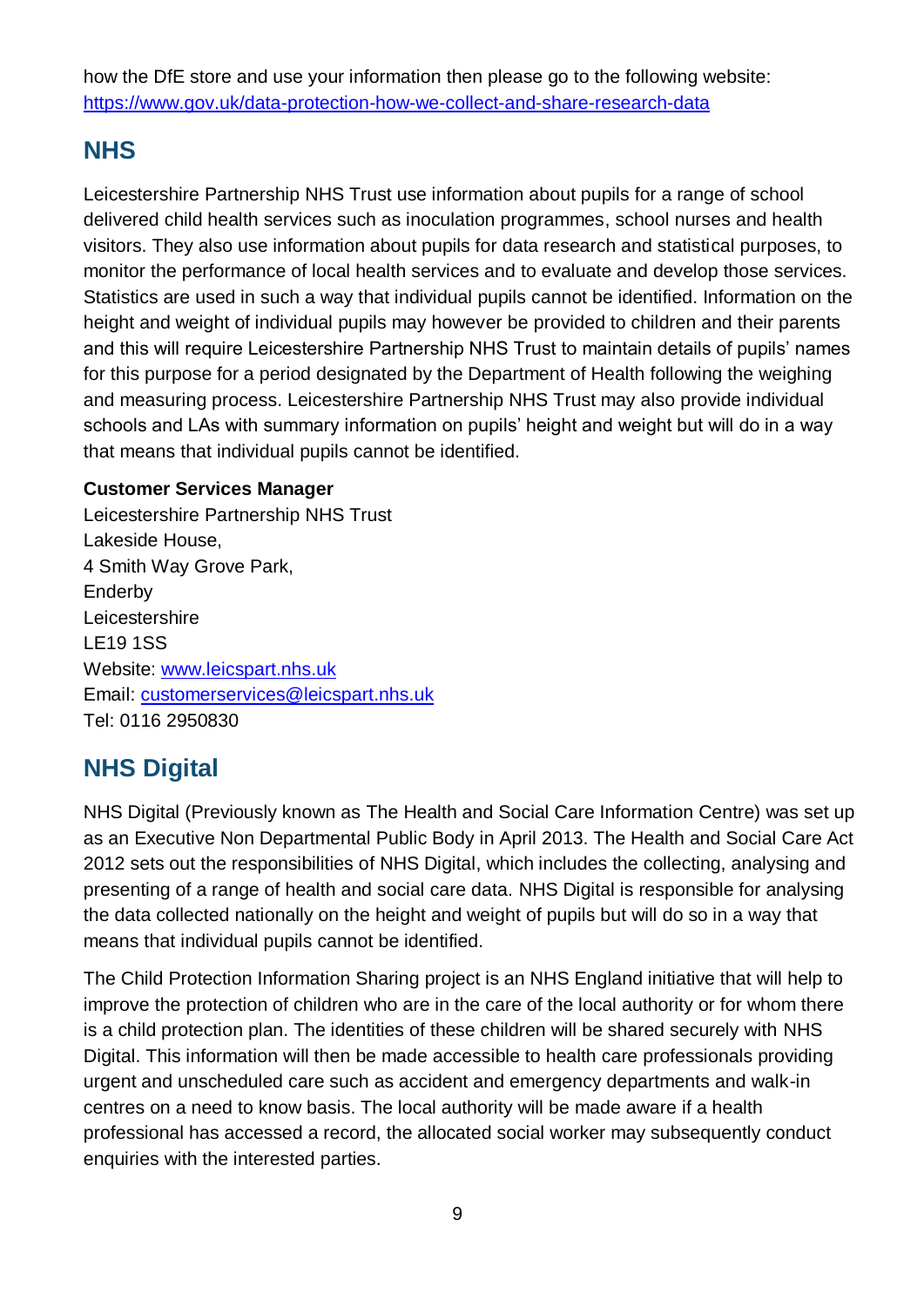how the DfE store and use your information then please go to the following website: https://www.gov.uk/data-protection-how-we-collect-and-share-research-data

## NHS

Leicestershire Partnership NHS Trust use information about pupils for a range of school delivered child health services such as inoculation programmes, school nurses and health visitors. They also use information about pupils for data research and statistical purposes, to monitor the performance of local health services and to evaluate and develop those services. Statistics are used in such a way that individual pupils cannot be identified. Information on the height and weight of individual pupils may however be provided to children and their parents and this will require Leicestershire Partnership NHS Trust to maintain details of pupils' names for this purpose for a period designated by the Department of Health following the weighing and measuring process. Leicestershire Partnership NHS Trust may also provide individual schools and LAs with summary information on pupils' height and weight but will do in a way that means that individual pupils cannot be identified.

**Customer Services Manager**
Leicestershire Partnership NHS Trust
Lakeside House,
4 Smith Way Grove Park,
Enderby
Leicestershire
LE19 1SS
Website: www.leicspart.nhs.uk
Email: customerservices@leicspart.nhs.uk
Tel: 0116 2950830

## NHS Digital

NHS Digital (Previously known as The Health and Social Care Information Centre) was set up as an Executive Non Departmental Public Body in April 2013. The Health and Social Care Act 2012 sets out the responsibilities of NHS Digital, which includes the collecting, analysing and presenting of a range of health and social care data. NHS Digital is responsible for analysing the data collected nationally on the height and weight of pupils but will do so in a way that means that individual pupils cannot be identified.

The Child Protection Information Sharing project is an NHS England initiative that will help to improve the protection of children who are in the care of the local authority or for whom there is a child protection plan. The identities of these children will be shared securely with NHS Digital. This information will then be made accessible to health care professionals providing urgent and unscheduled care such as accident and emergency departments and walk-in centres on a need to know basis. The local authority will be made aware if a health professional has accessed a record, the allocated social worker may subsequently conduct enquiries with the interested parties.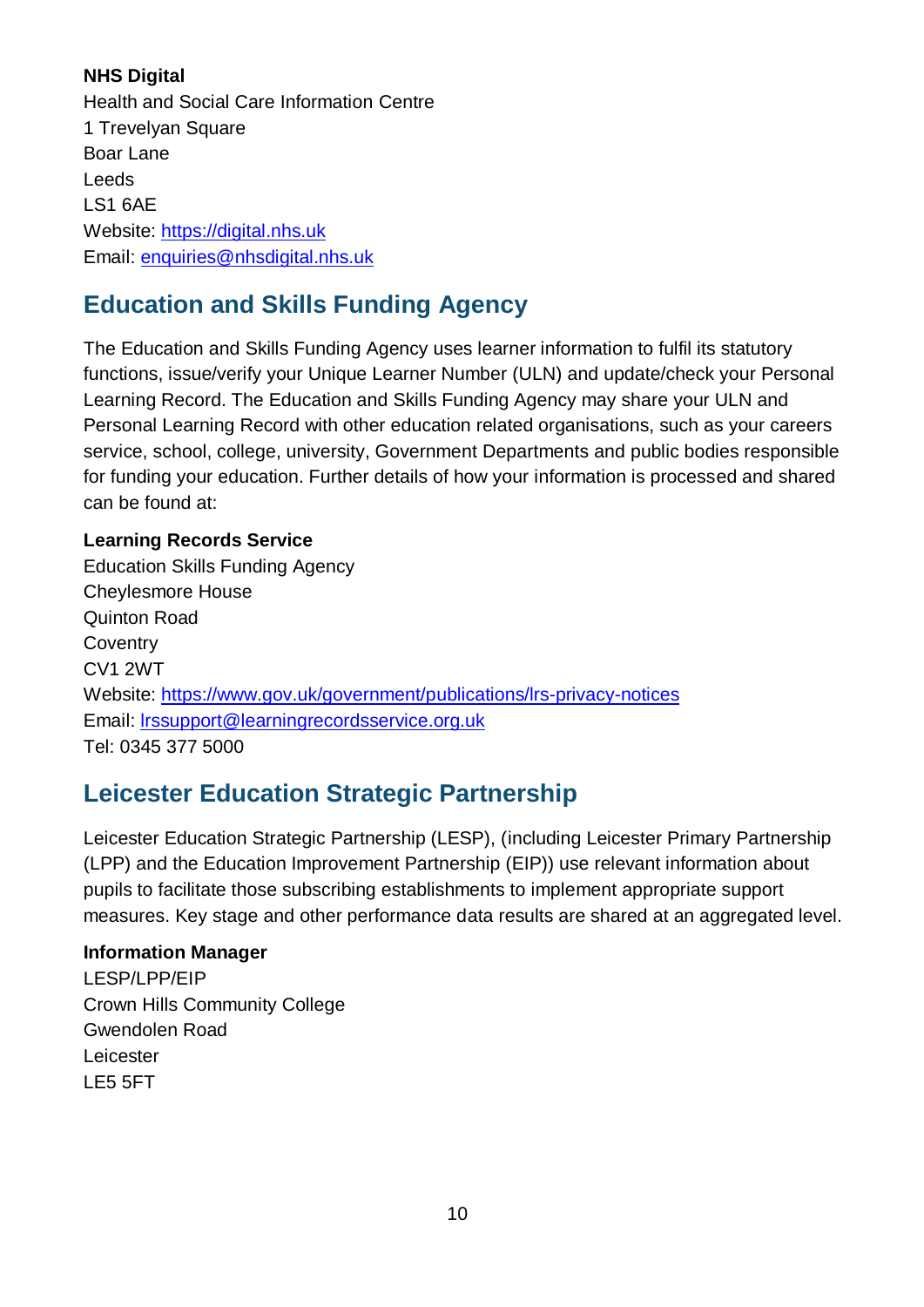**NHS Digital**
Health and Social Care Information Centre
1 Trevelyan Square
Boar Lane
Leeds
LS1 6AE
Website: https://digital.nhs.uk
Email: enquiries@nhsdigital.nhs.uk

## Education and Skills Funding Agency

The Education and Skills Funding Agency uses learner information to fulfil its statutory functions, issue/verify your Unique Learner Number (ULN) and update/check your Personal Learning Record. The Education and Skills Funding Agency may share your ULN and Personal Learning Record with other education related organisations, such as your careers service, school, college, university, Government Departments and public bodies responsible for funding your education. Further details of how your information is processed and shared can be found at:

**Learning Records Service**
Education Skills Funding Agency
Cheylesmore House
Quinton Road
Coventry
CV1 2WT
Website: https://www.gov.uk/government/publications/lrs-privacy-notices
Email: lrssupport@learningrecordsservice.org.uk
Tel: 0345 377 5000

## Leicester Education Strategic Partnership

Leicester Education Strategic Partnership (LESP), (including Leicester Primary Partnership (LPP) and the Education Improvement Partnership (EIP)) use relevant information about pupils to facilitate those subscribing establishments to implement appropriate support measures. Key stage and other performance data results are shared at an aggregated level.

**Information Manager**
LESP/LPP/EIP
Crown Hills Community College
Gwendolen Road
Leicester
LE5 5FT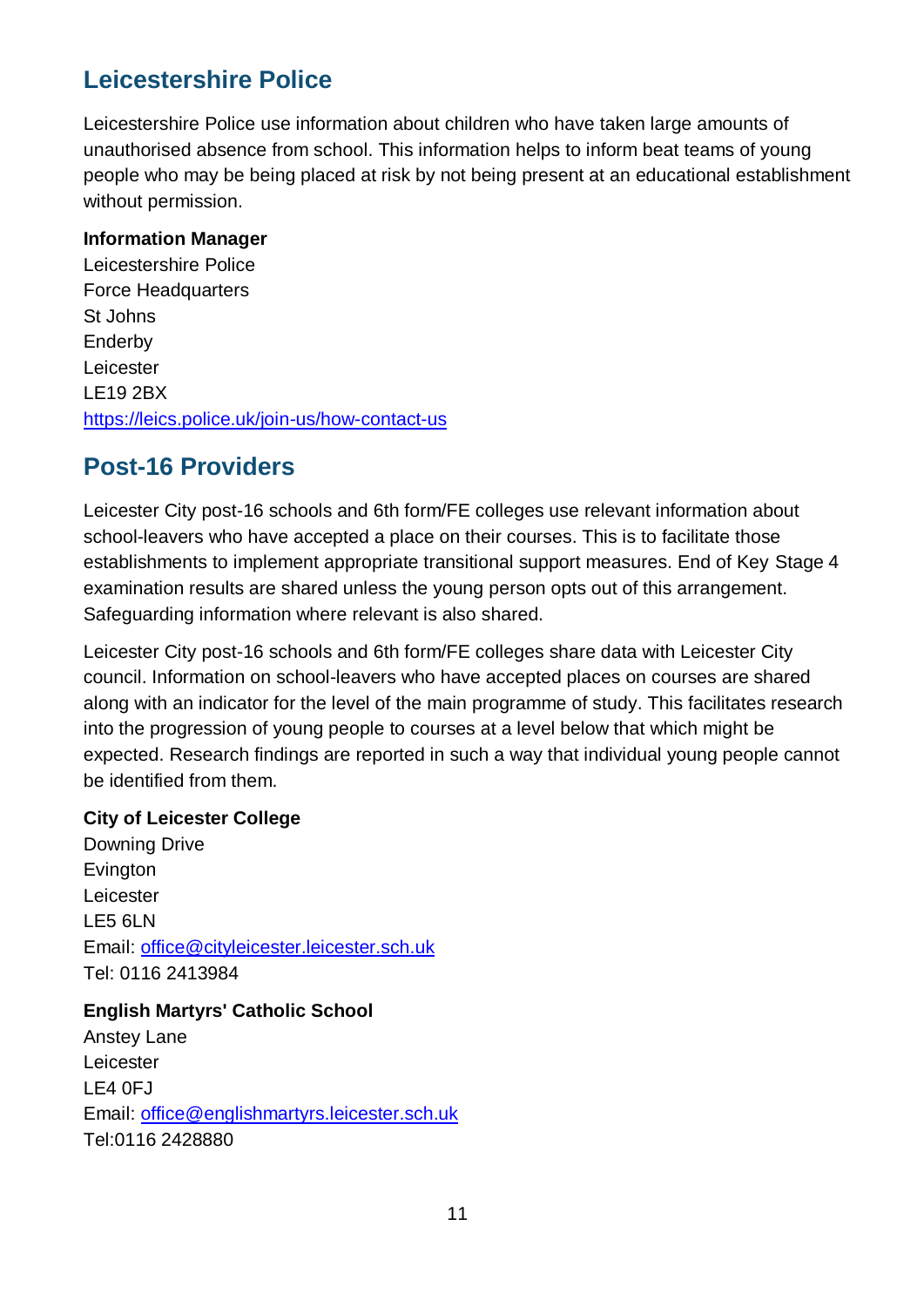## Leicestershire Police

Leicestershire Police use information about children who have taken large amounts of unauthorised absence from school. This information helps to inform beat teams of young people who may be being placed at risk by not being present at an educational establishment without permission.

**Information Manager**
Leicestershire Police
Force Headquarters
St Johns
Enderby
Leicester
LE19 2BX
https://leics.police.uk/join-us/how-contact-us

## Post-16 Providers

Leicester City post-16 schools and 6th form/FE colleges use relevant information about school-leavers who have accepted a place on their courses. This is to facilitate those establishments to implement appropriate transitional support measures. End of Key Stage 4 examination results are shared unless the young person opts out of this arrangement. Safeguarding information where relevant is also shared.

Leicester City post-16 schools and 6th form/FE colleges share data with Leicester City council. Information on school-leavers who have accepted places on courses are shared along with an indicator for the level of the main programme of study. This facilitates research into the progression of young people to courses at a level below that which might be expected. Research findings are reported in such a way that individual young people cannot be identified from them.

**City of Leicester College**
Downing Drive
Evington
Leicester
LE5 6LN
Email: office@cityleicester.leicester.sch.uk
Tel: 0116 2413984

**English Martyrs' Catholic School**
Anstey Lane
Leicester
LE4 0FJ
Email: office@englishmartyrs.leicester.sch.uk
Tel:0116 2428880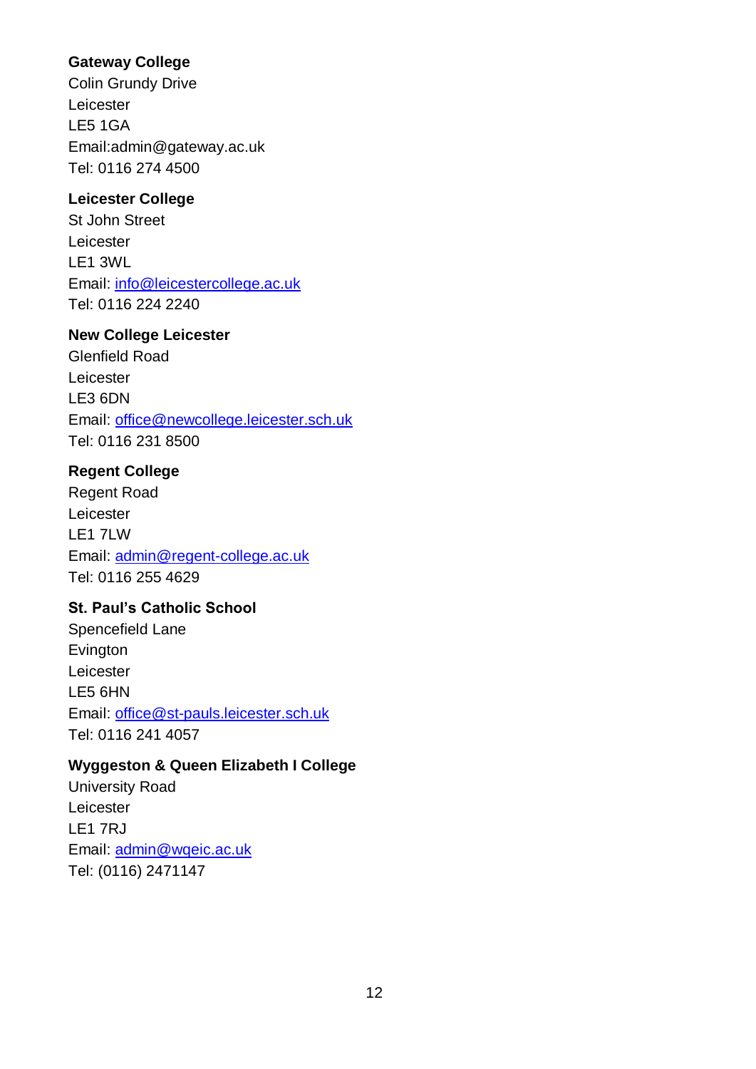**Gateway College**
Colin Grundy Drive
Leicester
LE5 1GA
Email:admin@gateway.ac.uk
Tel: 0116 274 4500

**Leicester College**
St John Street
Leicester
LE1 3WL
Email: info@leicestercollege.ac.uk
Tel: 0116 224 2240

**New College Leicester**
Glenfield Road
Leicester
LE3 6DN
Email: office@newcollege.leicester.sch.uk
Tel: 0116 231 8500

**Regent College**
Regent Road
Leicester
LE1 7LW
Email: admin@regent-college.ac.uk
Tel: 0116 255 4629

**St. Paul's Catholic School**
Spencefield Lane
Evington
Leicester
LE5 6HN
Email: office@st-pauls.leicester.sch.uk
Tel: 0116 241 4057

**Wyggeston & Queen Elizabeth I College**
University Road
Leicester
LE1 7RJ
Email: admin@wqeic.ac.uk
Tel: (0116) 2471147